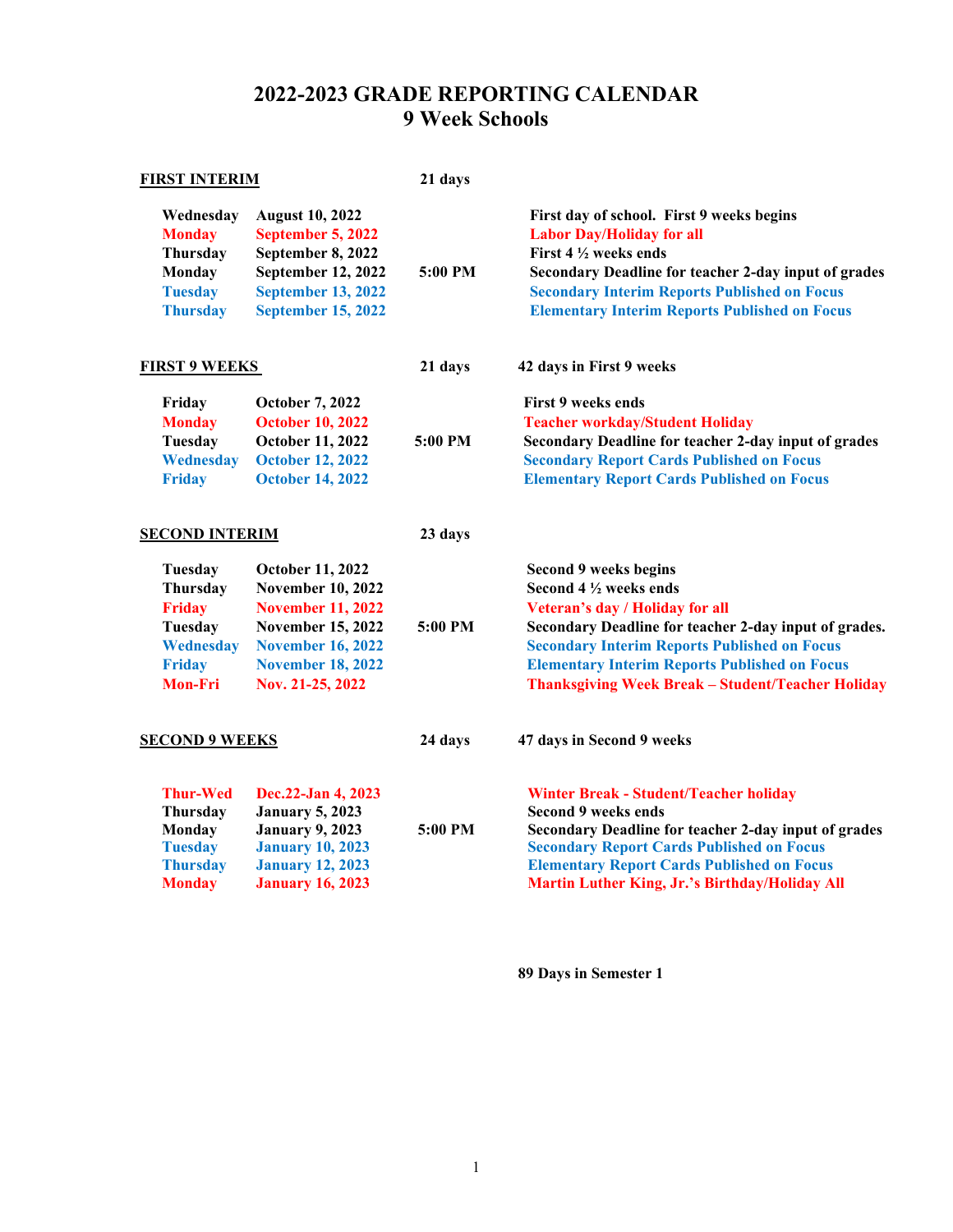# 2022-2023 GRADE REPORTING CALENDAR
## 9 Week Schools

**FIRST INTERIM** — **21 days**

| Day | Date | Time | Event |
|---|---|---|---|
| **Wednesday** | **August 10, 2022** | | **First day of school. First 9 weeks begins** |
| **Monday** | **September 5, 2022** | | **Labor Day/Holiday for all** |
| **Thursday** | **September 8, 2022** | | **First 4 ½ weeks ends** |
| **Monday** | **September 12, 2022** | **5:00 PM** | **Secondary Deadline for teacher 2-day input of grades** |
| **Tuesday** | **September 13, 2022** | | **Secondary Interim Reports Published on Focus** |
| **Thursday** | **September 15, 2022** | | **Elementary Interim Reports Published on Focus** |

**FIRST 9 WEEKS** — **21 days** — **42 days in First 9 weeks**

| Day | Date | Time | Event |
|---|---|---|---|
| **Friday** | **October 7, 2022** | | **First 9 weeks ends** |
| **Monday** | **October 10, 2022** | | **Teacher workday/Student Holiday** |
| **Tuesday** | **October 11, 2022** | **5:00 PM** | **Secondary Deadline for teacher 2-day input of grades** |
| **Wednesday** | **October 12, 2022** | | **Secondary Report Cards Published on Focus** |
| **Friday** | **October 14, 2022** | | **Elementary Report Cards Published on Focus** |

**SECOND INTERIM** — **23 days**

| Day | Date | Time | Event |
|---|---|---|---|
| **Tuesday** | **October 11, 2022** | | **Second 9 weeks begins** |
| **Thursday** | **November 10, 2022** | | **Second 4 ½ weeks ends** |
| **Friday** | **November 11, 2022** | | **Veteran's day / Holiday for all** |
| **Tuesday** | **November 15, 2022** | **5:00 PM** | **Secondary Deadline for teacher 2-day input of grades.** |
| **Wednesday** | **November 16, 2022** | | **Secondary Interim Reports Published on Focus** |
| **Friday** | **November 18, 2022** | | **Elementary Interim Reports Published on Focus** |
| **Mon-Fri** | **Nov. 21-25, 2022** | | **Thanksgiving Week Break – Student/Teacher Holiday** |

**SECOND 9 WEEKS** — **24 days** — **47 days in Second 9 weeks**

| Day | Date | Time | Event |
|---|---|---|---|
| **Thur-Wed** | **Dec.22-Jan 4, 2023** | | **Winter Break - Student/Teacher holiday** |
| **Thursday** | **January 5, 2023** | | **Second 9 weeks ends** |
| **Monday** | **January 9, 2023** | **5:00 PM** | **Secondary Deadline for teacher 2-day input of grades** |
| **Tuesday** | **January 10, 2023** | | **Secondary Report Cards Published on Focus** |
| **Thursday** | **January 12, 2023** | | **Elementary Report Cards Published on Focus** |
| **Monday** | **January 16, 2023** | | **Martin Luther King, Jr.'s Birthday/Holiday All** |

**89 Days in Semester 1**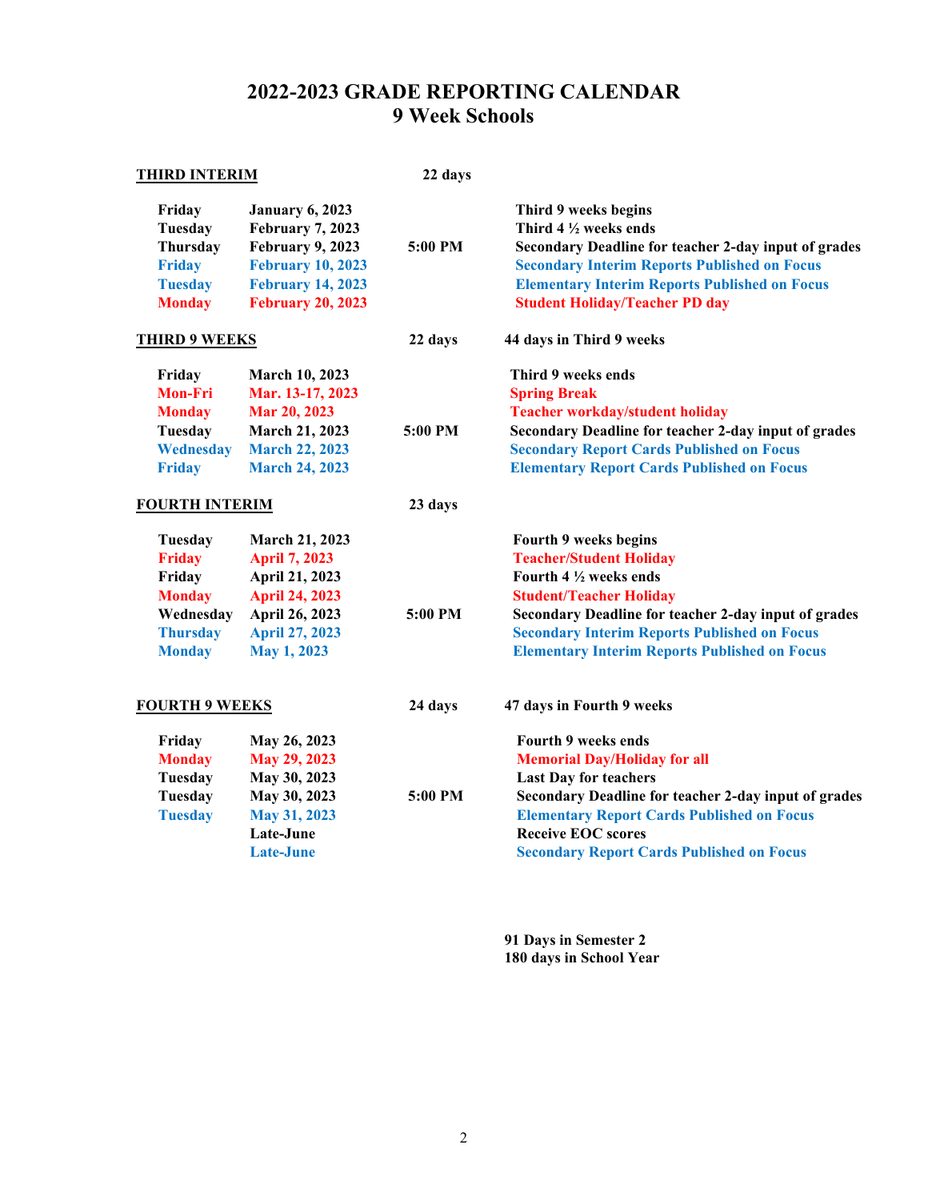# 2022-2023 GRADE REPORTING CALENDAR
## 9 Week Schools

**THIRD INTERIM** — 22 days

| | | | |
|---|---|---|---|
| Friday | January 6, 2023 | | Third 9 weeks begins |
| Tuesday | February 7, 2023 | | Third 4 ½ weeks ends |
| Thursday | February 9, 2023 | 5:00 PM | Secondary Deadline for teacher 2-day input of grades |
| Friday | February 10, 2023 | | Secondary Interim Reports Published on Focus |
| Tuesday | February 14, 2023 | | Elementary Interim Reports Published on Focus |
| Monday | February 20, 2023 | | Student Holiday/Teacher PD day |

**THIRD 9 WEEKS** — 22 days — 44 days in Third 9 weeks

| | | | |
|---|---|---|---|
| Friday | March 10, 2023 | | Third 9 weeks ends |
| Mon-Fri | Mar. 13-17, 2023 | | Spring Break |
| Monday | Mar 20, 2023 | | Teacher workday/student holiday |
| Tuesday | March 21, 2023 | 5:00 PM | Secondary Deadline for teacher 2-day input of grades |
| Wednesday | March 22, 2023 | | Secondary Report Cards Published on Focus |
| Friday | March 24, 2023 | | Elementary Report Cards Published on Focus |

**FOURTH INTERIM** — 23 days

| | | | |
|---|---|---|---|
| Tuesday | March 21, 2023 | | Fourth 9 weeks begins |
| Friday | April 7, 2023 | | Teacher/Student Holiday |
| Friday | April 21, 2023 | | Fourth 4 ½ weeks ends |
| Monday | April 24, 2023 | | Student/Teacher Holiday |
| Wednesday | April 26, 2023 | 5:00 PM | Secondary Deadline for teacher 2-day input of grades |
| Thursday | April 27, 2023 | | Secondary Interim Reports Published on Focus |
| Monday | May 1, 2023 | | Elementary Interim Reports Published on Focus |

**FOURTH 9 WEEKS** — 24 days — 47 days in Fourth 9 weeks

| | | | |
|---|---|---|---|
| Friday | May 26, 2023 | | Fourth 9 weeks ends |
| Monday | May 29, 2023 | | Memorial Day/Holiday for all |
| Tuesday | May 30, 2023 | | Last Day for teachers |
| Tuesday | May 30, 2023 | 5:00 PM | Secondary Deadline for teacher 2-day input of grades |
| Tuesday | May 31, 2023 | | Elementary Report Cards Published on Focus |
| | Late-June | | Receive EOC scores |
| | Late-June | | Secondary Report Cards Published on Focus |

**91 Days in Semester 2**
**180 days in School Year**